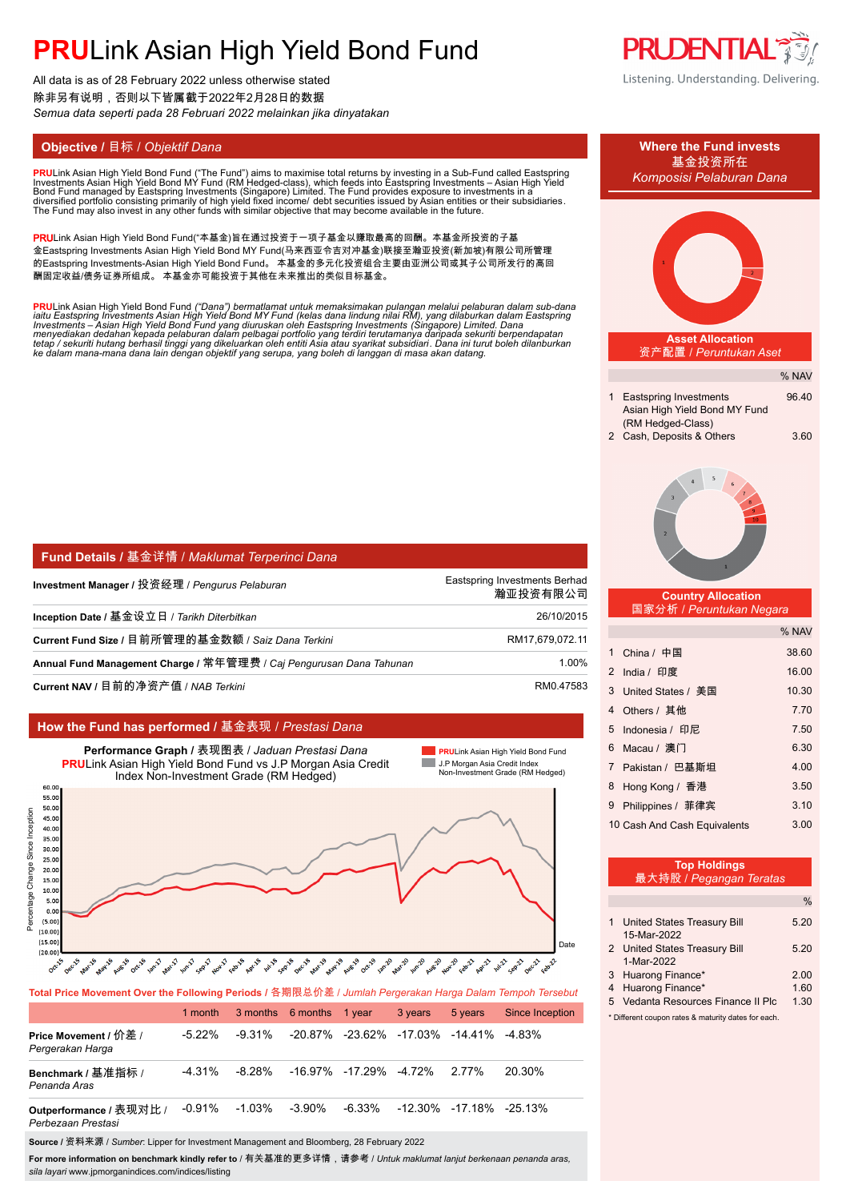# PRULink Asian High Yield Bond Fund

All data is as of 28 February 2022 unless otherwise stated
除非另有说明，否则以下皆属截于2022年2月28日的数据
*Semua data seperti pada 28 Februari 2022 melainkan jika dinyatakan*

Listening. Understanding. Delivering.

## Objective / 目标 / *Objektif Dana*

**PRU**Link Asian High Yield Bond Fund ("The Fund") aims to maximise total returns by investing in a Sub-Fund called Eastspring Investments Asian High Yield Bond MY Fund (RM Hedged-class), which feeds into Eastspring Investments – Asian High Yield Bond Fund managed by Eastspring Investments (Singapore) Limited. The Fund provides exposure to investments in a diversified portfolio consisting primarily of high yield fixed income/ debt securities issued by Asian entities or their subsidiaries. The Fund may also invest in any other funds with similar objective that may become available in the future.

**PRU**Link Asian High Yield Bond Fund("本基金)旨在通过投资于一项子基金以赚取最高的回酬。本基金所投资的子基金Eastspring Investments Asian High Yield Bond MY Fund(马来西亚令吉对冲基金)联接至瀚亚投资(新加坡)有限公司所管理的Eastspring Investments-Asian High Yield Bond Fund。 本基金的多元化投资组合主要由亚洲公司或其子公司所发行的高回酬固定收益/债务证券所组成。 本基金亦可能投资于其他在未来推出的类似目标基金。

*PRULink Asian High Yield Bond Fund ("Dana") bermatlamat untuk memaksimakan pulangan melalui pelaburan dalam sub-dana iaitu Eastspring Investments Asian High Yield Bond MY Fund (kelas dana lindung nilai RM), yang dilaburkan dalam Eastspring Investments – Asian High Yield Bond Fund yang diuruskan oleh Eastspring Investments (Singapore) Limited. Dana menyediakan dedahan kepada pelaburan dalam pelbagai portfolio yang terdiri terutamanya daripada sekuriti berpendapatan tetap / sekuriti hutang berhasil tinggi yang dikeluarkan oleh entiti Asia atau syarikat subsidiari. Dana ini turut boleh dilaburkan ke dalam mana-mana dana lain dengan objektif yang serupa, yang boleh di langgan di masa akan datang.*

## Fund Details / 基金详情 / *Maklumat Terperinci Dana*

| | |
|---|---|
| **Investment Manager** / 投资经理 / *Pengurus Pelaburan* | Eastspring Investments Berhad 瀚亚投资有限公司 |
| **Inception Date** / 基金设立日 / *Tarikh Diterbitkan* | 26/10/2015 |
| **Current Fund Size** / 目前所管理的基金数额 / *Saiz Dana Terkini* | RM17,679,072.11 |
| **Annual Fund Management Charge** / 常年管理费 / *Caj Pengurusan Dana Tahunan* | 1.00% |
| **Current NAV** / 目前的净资产值 / *NAB Terkini* | RM0.47583 |

## How the Fund has performed / 基金表现 / *Prestasi Dana*

**Performance Graph** / 表现图表 / *Jaduan Prestasi Dana*
**PRU**Link Asian High Yield Bond Fund vs J.P Morgan Asia Credit Index Non-Investment Grade (RM Hedged)

**Total Price Movement Over the Following Periods** / 各期限总价差 / *Jumlah Pergerakan Harga Dalam Tempoh Tersebut*

| | 1 month | 3 months | 6 months | 1 year | 3 years | 5 years | Since Inception |
|---|---|---|---|---|---|---|---|
| **Price Movement** / 价差 / *Pergerakan Harga* | -5.22% | -9.31% | -20.87% | -23.62% | -17.03% | -14.41% | -4.83% |
| **Benchmark** / 基准指标 / *Penanda Aras* | -4.31% | -8.28% | -16.97% | -17.29% | -4.72% | 2.77% | 20.30% |
| **Outperformance** / 表现对比 / *Perbezaan Prestasi* | -0.91% | -1.03% | -3.90% | -6.33% | -12.30% | -17.18% | -25.13% |

**Source** / 资料来源 / *Sumber*: Lipper for Investment Management and Bloomberg, 28 February 2022

**For more information on benchmark kindly refer to** / 有关基准的更多详情，请参考 / *Untuk maklumat lanjut berkenaan penanda aras, sila layari* www.jpmorganindices.com/indices/listing

## Where the Fund invests / 基金投资所在 / *Komposisi Pelaburan Dana*

### Asset Allocation / 资产配置 / *Peruntukan Aset*

| | | % NAV |
|---|---|---|
| 1 | Eastspring Investments Asian High Yield Bond MY Fund (RM Hedged-Class) | 96.40 |
| 2 | Cash, Deposits & Others | 3.60 |

### Country Allocation / 国家分析 / *Peruntukan Negara*

| | | % NAV |
|---|---|---|
| 1 | China / 中国 | 38.60 |
| 2 | India / 印度 | 16.00 |
| 3 | United States / 美国 | 10.30 |
| 4 | Others / 其他 | 7.70 |
| 5 | Indonesia / 印尼 | 7.50 |
| 6 | Macau / 澳门 | 6.30 |
| 7 | Pakistan / 巴基斯坦 | 4.00 |
| 8 | Hong Kong / 香港 | 3.50 |
| 9 | Philippines / 菲律宾 | 3.10 |
| 10 | Cash And Cash Equivalents | 3.00 |

### Top Holdings / 最大持股 / *Pegangan Teratas*

| | | % |
|---|---|---|
| 1 | United States Treasury Bill 15-Mar-2022 | 5.20 |
| 2 | United States Treasury Bill 1-Mar-2022 | 5.20 |
| 3 | Huarong Finance* | 2.00 |
| 4 | Huarong Finance* | 1.60 |
| 5 | Vedanta Resources Finance II Plc | 1.30 |

\* Different coupon rates & maturity dates for each.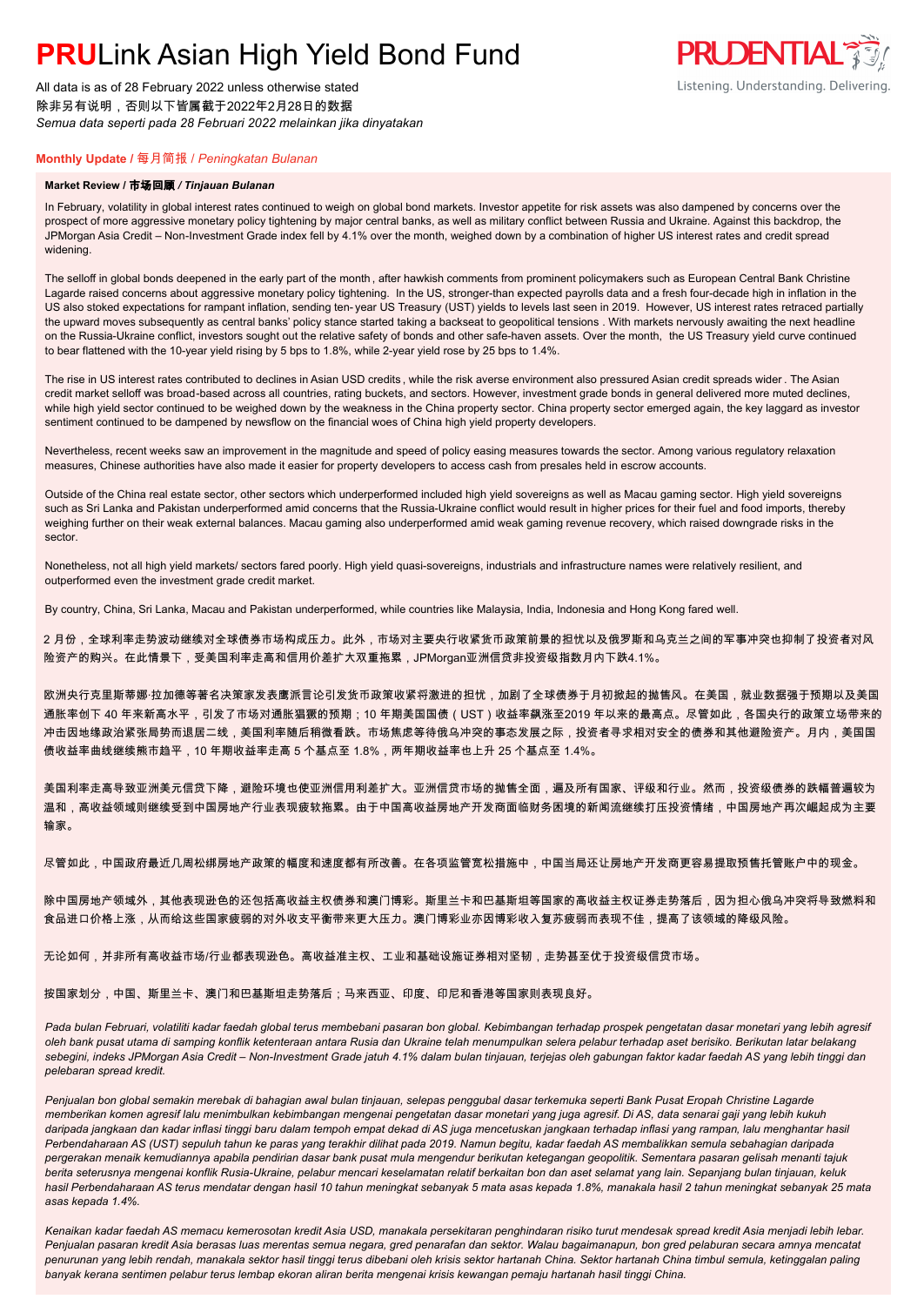# **PRU**Link Asian High Yield Bond Fund

All data is as of 28 February 2022 unless otherwise stated
除非另有说明，否则以下皆属截于2022年2月28日的数据
*Semua data seperti pada 28 Februari 2022 melainkan jika dinyatakan*

PRUDENTIAL
Listening. Understanding. Delivering.

## **Monthly Update** / 每月简报 / *Peningkatan Bulanan*

### **Market Review / 市场回顾 /** ***Tinjauan Bulanan***

In February, volatility in global interest rates continued to weigh on global bond markets. Investor appetite for risk assets was also dampened by concerns over the prospect of more aggressive monetary policy tightening by major central banks, as well as military conflict between Russia and Ukraine. Against this backdrop, the JPMorgan Asia Credit – Non-Investment Grade index fell by 4.1% over the month, weighed down by a combination of higher US interest rates and credit spread widening.

The selloff in global bonds deepened in the early part of the month , after hawkish comments from prominent policymakers such as European Central Bank Christine Lagarde raised concerns about aggressive monetary policy tightening. In the US, stronger-than expected payrolls data and a fresh four-decade high in inflation in the US also stoked expectations for rampant inflation, sending ten- year US Treasury (UST) yields to levels last seen in 2019. However, US interest rates retraced partially the upward moves subsequently as central banks' policy stance started taking a backseat to geopolitical tensions . With markets nervously awaiting the next headline on the Russia-Ukraine conflict, investors sought out the relative safety of bonds and other safe-haven assets. Over the month, the US Treasury yield curve continued to bear flattened with the 10-year yield rising by 5 bps to 1.8%, while 2-year yield rose by 25 bps to 1.4%.

The rise in US interest rates contributed to declines in Asian USD credits , while the risk averse environment also pressured Asian credit spreads wider . The Asian credit market selloff was broad-based across all countries, rating buckets, and sectors. However, investment grade bonds in general delivered more muted declines, while high yield sector continued to be weighed down by the weakness in the China property sector. China property sector emerged again, the key laggard as investor sentiment continued to be dampened by newsflow on the financial woes of China high yield property developers.

Nevertheless, recent weeks saw an improvement in the magnitude and speed of policy easing measures towards the sector. Among various regulatory relaxation measures, Chinese authorities have also made it easier for property developers to access cash from presales held in escrow accounts.

Outside of the China real estate sector, other sectors which underperformed included high yield sovereigns as well as Macau gaming sector. High yield sovereigns such as Sri Lanka and Pakistan underperformed amid concerns that the Russia-Ukraine conflict would result in higher prices for their fuel and food imports, thereby weighing further on their weak external balances. Macau gaming also underperformed amid weak gaming revenue recovery, which raised downgrade risks in the sector.

Nonetheless, not all high yield markets/ sectors fared poorly. High yield quasi-sovereigns, industrials and infrastructure names were relatively resilient, and outperformed even the investment grade credit market.

By country, China, Sri Lanka, Macau and Pakistan underperformed, while countries like Malaysia, India, Indonesia and Hong Kong fared well.

2 月份，全球利率走势波动继续对全球债券市场构成压力。此外，市场对主要央行收紧货币政策前景的担忧以及俄罗斯和乌克兰之间的军事冲突也抑制了投资者对风险资产的购买。在此情景下，受美国利率走高和信用价差扩大双重拖累，JPMorgan亚洲信贷非投资级指数月内下跌4.1%。

欧洲央行克里斯蒂娜·拉加德等著名决策家发表鹰派言论引发货币政策收紧将激进的担忧，加剧了全球债券于月初掀起的抛售风。在美国，就业数据强于预期以及美国通胀率创下 40 年来新高水平，引发了市场对通胀猖獗的预期；10 年期美国国债（UST）收益率飙涨至2019 年以来的最高点。尽管如此，各国央行的政策立场带来的冲击因地缘政治紧张局势而退居二线，美国利率随后稍微看跌。市场焦虑等待俄乌冲突的事态发展之际，投资者寻求相对安全的债券和其他避险资产。月内，美国国债收益率曲线继续熊市趋平，10 年期收益率走高 5 个基点至 1.8%，两年期收益率也上升 25 个基点至 1.4%。

美国利率走高导致亚洲美元信贷下降，避险环境也使亚洲信用利差扩大。亚洲信贷市场的抛售全面，遍及所有国家、评级和行业。然而，投资级债券的跌幅普遍较为温和，高收益领域则继续受到中国房地产行业表现疲软拖累。由于中国高收益房地产开发商面临财务困境的新闻流继续打压投资情绪，中国房地产再次崛起成为主要输家。

尽管如此，中国政府最近几周松绑房地产政策的幅度和速度都有所改善。在各项监管宽松措施中，中国当局还让房地产开发商更容易提取预售托管账户中的现金。

除中国房地产领域外，其他表现逊色的还包括高收益主权债券和澳门博彩。斯里兰卡和巴基斯坦等国家的高收益主权证券走势落后，因为担心俄乌冲突将导致燃料和食品进口价格上涨，从而给这些国家疲弱的对外收支平衡带来更大压力。澳门博彩业亦因博彩收入复苏疲弱而表现不佳，提高了该领域的降级风险。

无论如何，并非所有高收益市场/行业都表现逊色。高收益准主权、工业和基础设施证券相对坚韧，走势甚至优于投资级信贷市场。

按国家划分，中国、斯里兰卡、澳门和巴基斯坦走势落后；马来西亚、印度、印尼和香港等国家则表现良好。

*Pada bulan Februari, volatiliti kadar faedah global terus membebani pasaran bon global. Kebimbangan terhadap prospek pengetatan dasar monetari yang lebih agresif oleh bank pusat utama di samping konflik ketenteraan antara Rusia dan Ukraine telah menumpulkan selera pelabur terhadap aset berisiko. Berikutan latar belakang sebegini, indeks JPMorgan Asia Credit – Non-Investment Grade jatuh 4.1% dalam bulan tinjauan, terjejas oleh gabungan faktor kadar faedah AS yang lebih tinggi dan pelebaran spread kredit.*

*Penjualan bon global semakin merebak di bahagian awal bulan tinjauan, selepas penggubal dasar terkemuka seperti Bank Pusat Eropah Christine Lagarde memberikan komen agresif lalu menimbulkan kebimbangan mengenai pengetatan dasar monetari yang juga agresif. Di AS, data senarai gaji yang lebih kukuh daripada jangkaan dan kadar inflasi tinggi baru dalam tempoh empat dekad di AS juga mencetuskan jangkaan terhadap inflasi yang rampan, lalu menghantar hasil Perbendaharaan AS (UST) sepuluh tahun ke paras yang terakhir dilihat pada 2019. Namun begitu, kadar faedah AS membalikkan semula sebahagian daripada pergerakan menaik kemudiannya apabila pendirian dasar bank pusat mula mengendur berikutan ketegangan geopolitik. Sementara pasaran gelisah menanti tajuk berita seterusnya mengenai konflik Rusia-Ukraine, pelabur mencari keselamatan relatif berikutan bon dan aset selamat yang lain. Sepanjang bulan tinjauan, keluk hasil Perbendaharaan AS terus mendatar dengan hasil 10 tahun meningkat sebanyak 5 mata asas kepada 1.8%, manakala hasil 2 tahun meningkat sebanyak 25 mata asas kepada 1.4%.*

*Kenaikan kadar faedah AS memacu kemerosotan kredit Asia USD, manakala persekitaran penghindaran risiko turut mendesak spread kredit Asia menjadi lebih lebar. Penjualan pasaran kredit Asia berasas luas merentas semua negara, gred penarafan dan sektor. Walau bagaimanapun, bon gred pelaburan secara amnya mencatat penurunan yang lebih rendah, manakala sektor hasil tinggi terus dibebani oleh krisis sektor hartanah China. Sektor hartanah China timbul semula, ketinggalan paling banyak kerana sentimen pelabur terus lembap ekoran aliran berita mengenai krisis kewangan pemaju hartanah hasil tinggi China.*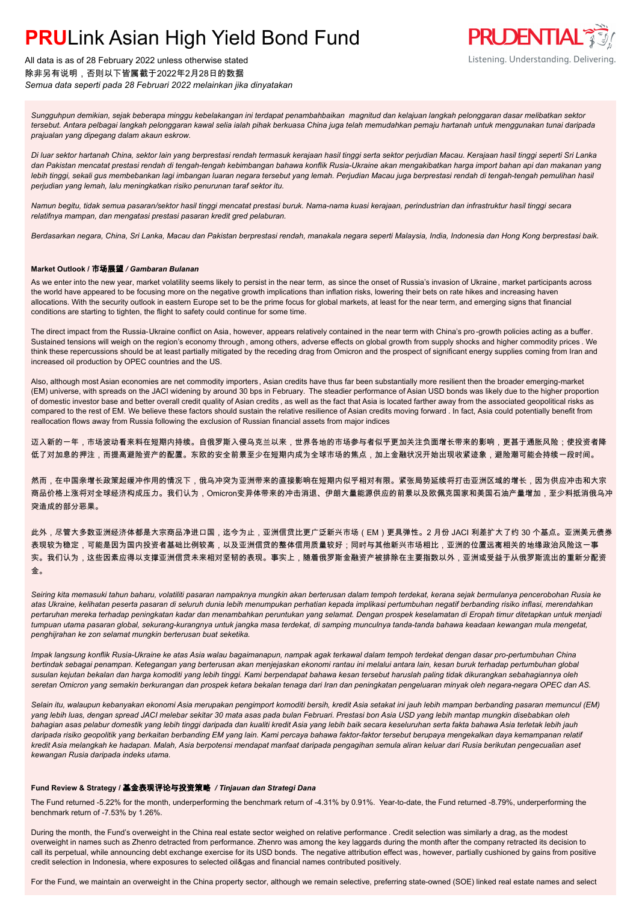*Sungguhpun demikian, sejak beberapa minggu kebelakangan ini terdapat penambahbaikan magnitud dan kelajuan langkah pelonggaran dasar melibatkan sektor tersebut. Antara pelbagai langkah pelonggaran kawal selia ialah pihak berkuasa China juga telah memudahkan pemaju hartanah untuk menggunakan tunai daripada prajualan yang dipegang dalam akaun eskrow.*

*Di luar sektor hartanah China, sektor lain yang berprestasi rendah termasuk kerajaan hasil tinggi serta sektor perjudian Macau. Kerajaan hasil tinggi seperti Sri Lanka dan Pakistan mencatat prestasi rendah di tengah-tengah kebimbangan bahawa konflik Rusia-Ukraine akan mengakibatkan harga import bahan api dan makanan yang lebih tinggi, sekali gus membebankan lagi imbangan luaran negara tersebut yang lemah. Perjudian Macau juga berprestasi rendah di tengah-tengah pemulihan hasil perjudian yang lemah, lalu meningkatkan risiko penurunan taraf sektor itu.*

*Namun begitu, tidak semua pasaran/sektor hasil tinggi mencatat prestasi buruk. Nama-nama kuasi kerajaan, perindustrian dan infrastruktur hasil tinggi secara relatifnya mampan, dan mengatasi prestasi pasaran kredit gred pelaburan.*

*Berdasarkan negara, China, Sri Lanka, Macau dan Pakistan berprestasi rendah, manakala negara seperti Malaysia, India, Indonesia dan Hong Kong berprestasi baik.*

**Market Outlook / 市场展望 / *Gambaran Bulanan***

As we enter into the new year, market volatility seems likely to persist in the near term, as since the onset of Russia's invasion of Ukraine, market participants across the world have appeared to be focusing more on the negative growth implications than inflation risks, lowering their bets on rate hikes and increasing haven allocations. With the security outlook in eastern Europe set to be the prime focus for global markets, at least for the near term, and emerging signs that financial conditions are starting to tighten, the flight to safety could continue for some time.

The direct impact from the Russia-Ukraine conflict on Asia, however, appears relatively contained in the near term with China's pro-growth policies acting as a buffer. Sustained tensions will weigh on the region's economy through, among others, adverse effects on global growth from supply shocks and higher commodity prices. We think these repercussions should be at least partially mitigated by the receding drag from Omicron and the prospect of significant energy supplies coming from Iran and increased oil production by OPEC countries and the US.

Also, although most Asian economies are net commodity importers, Asian credits have thus far been substantially more resilient then the broader emerging-market (EM) universe, with spreads on the JACI widening by around 30 bps in February. The steadier performance of Asian USD bonds was likely due to the higher proportion of domestic investor base and better overall credit quality of Asian credits, as well as the fact that Asia is located farther away from the associated geopolitical risks as compared to the rest of EM. We believe these factors should sustain the relative resilience of Asian credits moving forward. In fact, Asia could potentially benefit from reallocation flows away from Russia following the exclusion of Russian financial assets from major indices

迈入新的一年，市场波动看来料在短期内持续。自俄罗斯入侵乌克兰以来，世界各地的市场参与者似乎更加关注负面增长带来的影响，更甚于通胀风险；使投资者降低了对加息的押注，而提高避险资产的配置。东欧的安全前景至少在短期内成为全球市场的焦点，加上金融状况开始出现收紧迹象，避险潮可能会持续一段时间。

然而，在中国亲增长政策起缓冲作用的情况下，俄乌冲突为亚洲带来的直接影响在短期内似乎相对有限。紧张局势延续将打击亚洲区域的增长，因为供应冲击和大宗商品价格上涨将对全球经济构成压力。我们认为，Omicron变异体带来的冲击消退、伊朗大量能源供应的前景以及欧佩克国家和美国石油产量增加，至少料抵消俄乌冲突造成的部分恶果。

此外，尽管大多数亚洲经济体都是大宗商品净进口国，迄今为止，亚洲信贷比更广泛新兴市场（EM）更具弹性。2 月份 JACI 利差扩大了约 30 个基点。亚洲美元债券表现较为稳定，可能是因为国内投资者基础比例较高，以及亚洲信贷的整体信用质量较好；同时与其他新兴市场相比，亚洲的位置远离相关的地缘政治风险这一事实。我们认为，这些因素应得以支撑亚洲信贷未来相对坚韧的表现。事实上，随着俄罗斯金融资产被排除在主要指数以外，亚洲或受益于从俄罗斯流出的重新分配资金。

*Seiring kita memasuki tahun baharu, volatiliti pasaran nampaknya mungkin akan berterusan dalam tempoh terdekat, kerana sejak bermulanya pencerobohan Rusia ke atas Ukraine, kelihatan peserta pasaran di seluruh dunia lebih menumpukan perhatian kepada implikasi pertumbuhan negatif berbanding risiko inflasi, merendahkan pertaruhan mereka terhadap peningkatan kadar dan menambahkan peruntukan yang selamat. Dengan prospek keselamatan di Eropah timur ditetapkan untuk menjadi tumpuan utama pasaran global, sekurang-kurangnya untuk jangka masa terdekat, di samping munculnya tanda-tanda bahawa keadaan kewangan mula mengetat, penghijrahan ke zon selamat mungkin berterusan buat seketika.*

*Impak langsung konflik Rusia-Ukraine ke atas Asia walau bagaimanapun, nampak agak terkawal dalam tempoh terdekat dengan dasar pro-pertumbuhan China bertindak sebagai penampan. Ketegangan yang berterusan akan menjejaskan ekonomi rantau ini melalui antara lain, kesan buruk terhadap pertumbuhan global susulan kejutan bekalan dan harga komoditi yang lebih tinggi. Kami berpendapat bahawa kesan tersebut haruslah paling tidak dikurangkan sebahagiannya oleh seretan Omicron yang semakin berkurangan dan prospek ketara bekalan tenaga dari Iran dan peningkatan pengeluaran minyak oleh negara-negara OPEC dan AS.*

*Selain itu, walaupun kebanyakan ekonomi Asia merupakan pengimport komoditi bersih, kredit Asia setakat ini jauh lebih mampan berbanding pasaran memuncul (EM) yang lebih luas, dengan spread JACI melebar sekitar 30 mata asas pada bulan Februari. Prestasi bon Asia USD yang lebih mantap mungkin disebabkan oleh bahagian asas pelabur domestik yang lebih tinggi daripada dan kualiti kredit Asia yang lebih baik secara keseluruhan serta fakta bahawa Asia terletak lebih jauh daripada risiko geopolitik yang berkaitan berbanding EM yang lain. Kami percaya bahawa faktor-faktor tersebut berupaya mengekalkan daya kemampanan relatif kredit Asia melangkah ke hadapan. Malah, Asia berpotensi mendapat manfaat daripada pengagihan semula aliran keluar dari Rusia berikutan pengecualian aset kewangan Rusia daripada indeks utama.*

**Fund Review & Strategy / 基金表现评论与投资策略 / *Tinjauan dan Strategi Dana***

The Fund returned -5.22% for the month, underperforming the benchmark return of -4.31% by 0.91%. Year-to-date, the Fund returned -8.79%, underperforming the benchmark return of -7.53% by 1.26%.

During the month, the Fund's overweight in the China real estate sector weighed on relative performance. Credit selection was similarly a drag, as the modest overweight in names such as Zhenro detracted from performance. Zhenro was among the key laggards during the month after the company retracted its decision to call its perpetual, while announcing debt exchange exercise for its USD bonds. The negative attribution effect was, however, partially cushioned by gains from positive credit selection in Indonesia, where exposures to selected oil&gas and financial names contributed positively.

For the Fund, we maintain an overweight in the China property sector, although we remain selective, preferring state-owned (SOE) linked real estate names and select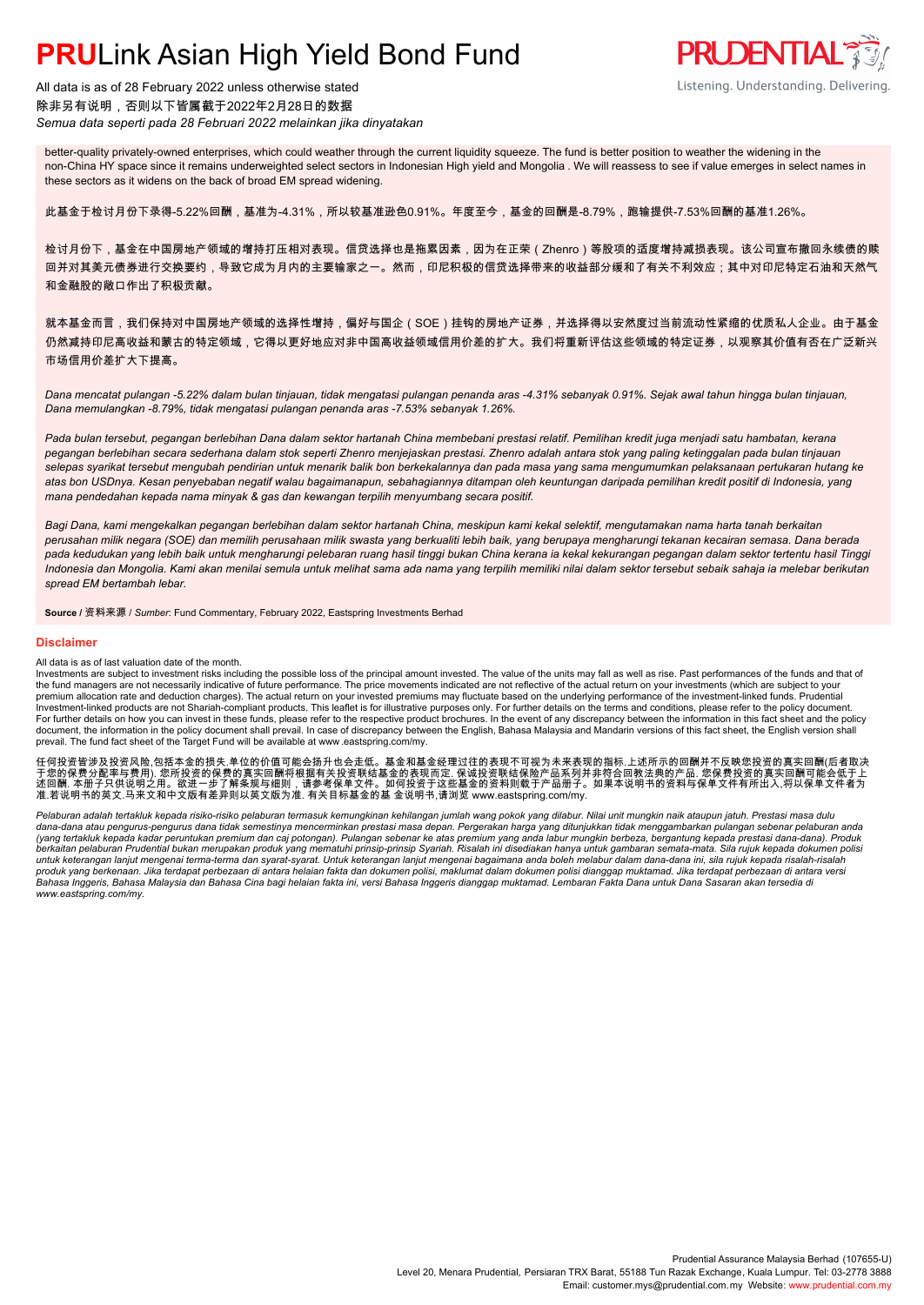better-quality privately-owned enterprises, which could weather through the current liquidity squeeze. The fund is better position to weather the widening in the non-China HY space since it remains underweighted select sectors in Indonesian High yield and Mongolia . We will reassess to see if value emerges in select names in these sectors as it widens on the back of broad EM spread widening.

此基金于检讨月份下录得-5.22%回酬，基准为-4.31%，所以较基准逊色0.91%。年度至今，基金的回酬是-8.79%，跑输提供-7.53%回酬的基准1.26%。

检讨月份下，基金在中国房地产领域的增持打压相对表现。信贷选择也是拖累因素，因为在正荣（Zhenro）等股项的适度增持减损表现。该公司宣布撤回永续债的赎回并对其美元债券进行交换要约，导致它成为月内的主要输家之一。然而，印尼积极的信贷选择带来的收益部分缓和了有关不利效应；其中对印尼特定石油和天然气和金融股的敞口作出了积极贡献。

就本基金而言，我们保持对中国房地产领域的选择性增持，偏好与国企（SOE）挂钩的房地产证券，并选择得以安然度过当前流动性紧缩的优质私人企业。由于基金仍然减持印尼高收益和蒙古的特定领域，它得以更好地应对非中国高收益领域信用价差的扩大。我们将重新评估这些领域的特定证券，以观察其价值有否在广泛新兴市场信用价差扩大下提高。

*Dana mencatat pulangan -5.22% dalam bulan tinjauan, tidak mengatasi pulangan penanda aras -4.31% sebanyak 0.91%. Sejak awal tahun hingga bulan tinjauan, Dana memulangkan -8.79%, tidak mengatasi pulangan penanda aras -7.53% sebanyak 1.26%.*

*Pada bulan tersebut, pegangan berlebihan Dana dalam sektor hartanah China membebani prestasi relatif. Pemilihan kredit juga menjadi satu hambatan, kerana pegangan berlebihan secara sederhana dalam stok seperti Zhenro menjejaskan prestasi. Zhenro adalah antara stok yang paling ketinggalan pada bulan tinjauan selepas syarikat tersebut mengubah pendirian untuk menarik balik bon berkekalannya dan pada masa yang sama mengumumkan pelaksanaan pertukaran hutang ke atas bon USDnya. Kesan penyebaban negatif walau bagaimanapun, sebahagiannya ditampan oleh keuntungan daripada pemilihan kredit positif di Indonesia, yang mana pendedahan kepada nama minyak & gas dan kewangan terpilih menyumbang secara positif.*

*Bagi Dana, kami mengekalkan pegangan berlebihan dalam sektor hartanah China, meskipun kami kekal selektif, mengutamakan nama harta tanah berkaitan perusahaan milik negara (SOE) dan memilih perusahaan milik swasta yang berkualiti lebih baik, yang berupaya mengharungi tekanan kecairan semasa. Dana berada pada kedudukan yang lebih baik untuk mengharungi pelebaran ruang hasil tinggi bukan China kerana ia kekal kekurangan pegangan dalam sektor tertentu hasil Tinggi Indonesia dan Mongolia. Kami akan menilai semula untuk melihat sama ada nama yang terpilih memiliki nilai dalam sektor tersebut sebaik sahaja ia melebar berikutan spread EM bertambah lebar.*

**Source** / 资料来源 / *Sumber*: Fund Commentary, February 2022, Eastspring Investments Berhad

## Disclaimer

All data is as of last valuation date of the month.

Investments are subject to investment risks including the possible loss of the principal amount invested. The value of the units may fall as well as rise. Past performances of the funds and that of the fund managers are not necessarily indicative of future performance. The price movements indicated are not reflective of the actual return on your investments (which are subject to your premium allocation rate and deduction charges). The actual return on your invested premiums may fluctuate based on the underlying performance of the investment-linked funds. Prudential Investment-linked products are not Shariah-compliant products. This leaflet is for illustrative purposes only. For further details on the terms and conditions, please refer to the policy document. For further details on how you can invest in these funds, please refer to the respective product brochures. In the event of any discrepancy between the information in this fact sheet and the policy document, the information in the policy document shall prevail. In case of discrepancy between the English, Bahasa Malaysia and Mandarin versions of this fact sheet, the English version shall prevail. The fund fact sheet of the Target Fund will be available at www.eastspring.com/my.

任何投资皆涉及投资风险,包括本金的损失.单位的价值可能会扬升也会走低。基金和基金经理过往的表现不可视为未来表现的指标.上述所示的回酬并不反映您投资的真实回酬(后者取决于您的保费分配率与费用). 您所投资的保费的真实回酬将根据有关投资联结基金的表现而定. 保诚投资联结保险产品系列并非符合回教法典的产品. 您保费投资的真实回酬可能会低于上述回酬. 本册子只供说明之用。欲进一步了解条规与细则，请参考保单文件。如何投资于这些基金的资料则载于产品册子。如果本说明书的资料与保单文件有所出入,将以保单文件者为准.若说明书的英文.马来文和中文版有差异则以英文版为准. 有关目标基金的基 金说明书,请浏览 www.eastspring.com/my.

*Pelaburan adalah tertakluk kepada risiko-risiko pelaburan termasuk kemungkinan kehilangan jumlah wang pokok yang dilabur. Nilai unit mungkin naik ataupun jatuh. Prestasi masa dulu dana-dana atau pengurus-pengurus dana tidak semestinya mencerminkan prestasi masa depan. Pergerakan harga yang ditunjukkan tidak menggambarkan pulangan sebenar pelaburan anda (yang tertakluk kepada kadar peruntukan premium dan caj potongan). Pulangan sebenar ke atas premium yang anda labur mungkin berbeza, bergantung kepada prestasi dana-dana). Produk berkaitan pelaburan Prudential bukan merupakan produk yang mematuhi prinsip-prinsip Syariah. Risalah ini disediakan hanya untuk gambaran semata-mata. Sila rujuk kepada dokumen polisi untuk keterangan lanjut mengenai terma-terma dan syarat-syarat. Untuk keterangan lanjut mengenai bagaimana anda boleh melabur dalam dana-dana ini, sila rujuk kepada risalah-risalah produk yang berkenaan. Jika terdapat perbezaan di antara helaian fakta dan dokumen polisi, maklumat dalam dokumen polisi dianggap muktamad. Jika terdapat perbezaan di antara versi Bahasa Inggeris, Bahasa Malaysia dan Bahasa Cina bagi helaian fakta ini, versi Bahasa Inggeris dianggap muktamad. Lembaran Fakta Dana untuk Dana Sasaran akan tersedia di www.eastspring.com/my.*

Prudential Assurance Malaysia Berhad (107655-U)
Level 20, Menara Prudential, Persiaran TRX Barat, 55188 Tun Razak Exchange, Kuala Lumpur. Tel: 03-2778 3888
Email: customer.mys@prudential.com.my Website: www.prudential.com.my